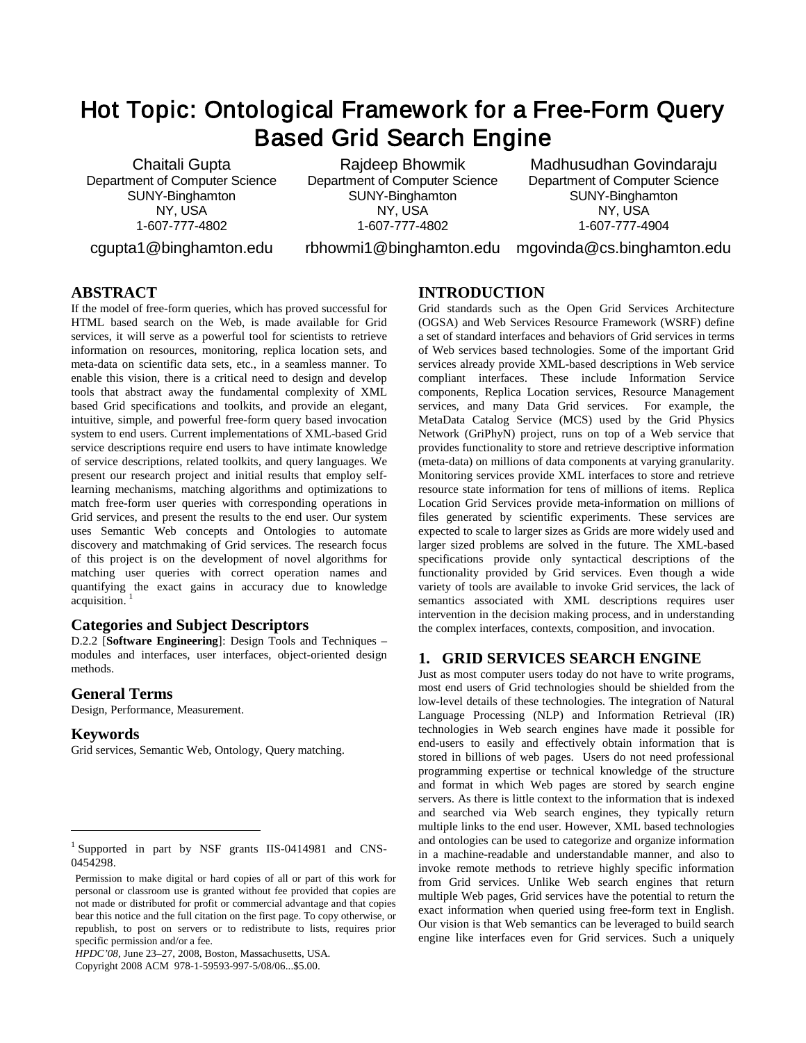# Hot Topic: Ontological Framework for a Free-Form Query Based Grid Search Engine

Chaitali Gupta
Department of Computer Science
SUNY-Binghamton
NY, USA
1-607-777-4802
cgupta1@binghamton.edu

Rajdeep Bhowmik
Department of Computer Science
SUNY-Binghamton
NY, USA
1-607-777-4802
rbhowmi1@binghamton.edu

Madhusudhan Govindaraju
Department of Computer Science
SUNY-Binghamton
NY, USA
1-607-777-4904
mgovinda@cs.binghamton.edu

## ABSTRACT

If the model of free-form queries, which has proved successful for HTML based search on the Web, is made available for Grid services, it will serve as a powerful tool for scientists to retrieve information on resources, monitoring, replica location sets, and meta-data on scientific data sets, etc., in a seamless manner. To enable this vision, there is a critical need to design and develop tools that abstract away the fundamental complexity of XML based Grid specifications and toolkits, and provide an elegant, intuitive, simple, and powerful free-form query based invocation system to end users. Current implementations of XML-based Grid service descriptions require end users to have intimate knowledge of service descriptions, related toolkits, and query languages. We present our research project and initial results that employ self-learning mechanisms, matching algorithms and optimizations to match free-form user queries with corresponding operations in Grid services, and present the results to the end user. Our system uses Semantic Web concepts and Ontologies to automate discovery and matchmaking of Grid services. The research focus of this project is on the development of novel algorithms for matching user queries with correct operation names and quantifying the exact gains in accuracy due to knowledge acquisition. [1]

### Categories and Subject Descriptors

D.2.2 [**Software Engineering**]: Design Tools and Techniques – modules and interfaces, user interfaces, object-oriented design methods.

### General Terms

Design, Performance, Measurement.

### Keywords

Grid services, Semantic Web, Ontology, Query matching.

[1] Supported in part by NSF grants IIS-0414981 and CNS-0454298.

Permission to make digital or hard copies of all or part of this work for personal or classroom use is granted without fee provided that copies are not made or distributed for profit or commercial advantage and that copies bear this notice and the full citation on the first page. To copy otherwise, or republish, to post on servers or to redistribute to lists, requires prior specific permission and/or a fee.

*HPDC'08*, June 23–27, 2008, Boston, Massachusetts, USA.

Copyright 2008 ACM 978-1-59593-997-5/08/06...$5.00.

## INTRODUCTION

Grid standards such as the Open Grid Services Architecture (OGSA) and Web Services Resource Framework (WSRF) define a set of standard interfaces and behaviors of Grid services in terms of Web services based technologies. Some of the important Grid services already provide XML-based descriptions in Web service compliant interfaces. These include Information Service components, Replica Location services, Resource Management services, and many Data Grid services. For example, the MetaData Catalog Service (MCS) used by the Grid Physics Network (GriPhyN) project, runs on top of a Web service that provides functionality to store and retrieve descriptive information (meta-data) on millions of data components at varying granularity. Monitoring services provide XML interfaces to store and retrieve resource state information for tens of millions of items. Replica Location Grid Services provide meta-information on millions of files generated by scientific experiments. These services are expected to scale to larger sizes as Grids are more widely used and larger sized problems are solved in the future. The XML-based specifications provide only syntactical descriptions of the functionality provided by Grid services. Even though a wide variety of tools are available to invoke Grid services, the lack of semantics associated with XML descriptions requires user intervention in the decision making process, and in understanding the complex interfaces, contexts, composition, and invocation.

## 1. GRID SERVICES SEARCH ENGINE

Just as most computer users today do not have to write programs, most end users of Grid technologies should be shielded from the low-level details of these technologies. The integration of Natural Language Processing (NLP) and Information Retrieval (IR) technologies in Web search engines have made it possible for end-users to easily and effectively obtain information that is stored in billions of web pages. Users do not need professional programming expertise or technical knowledge of the structure and format in which Web pages are stored by search engine servers. As there is little context to the information that is indexed and searched via Web search engines, they typically return multiple links to the end user. However, XML based technologies and ontologies can be used to categorize and organize information in a machine-readable and understandable manner, and also to invoke remote methods to retrieve highly specific information from Grid services. Unlike Web search engines that return multiple Web pages, Grid services have the potential to return the exact information when queried using free-form text in English. Our vision is that Web semantics can be leveraged to build search engine like interfaces even for Grid services. Such a uniquely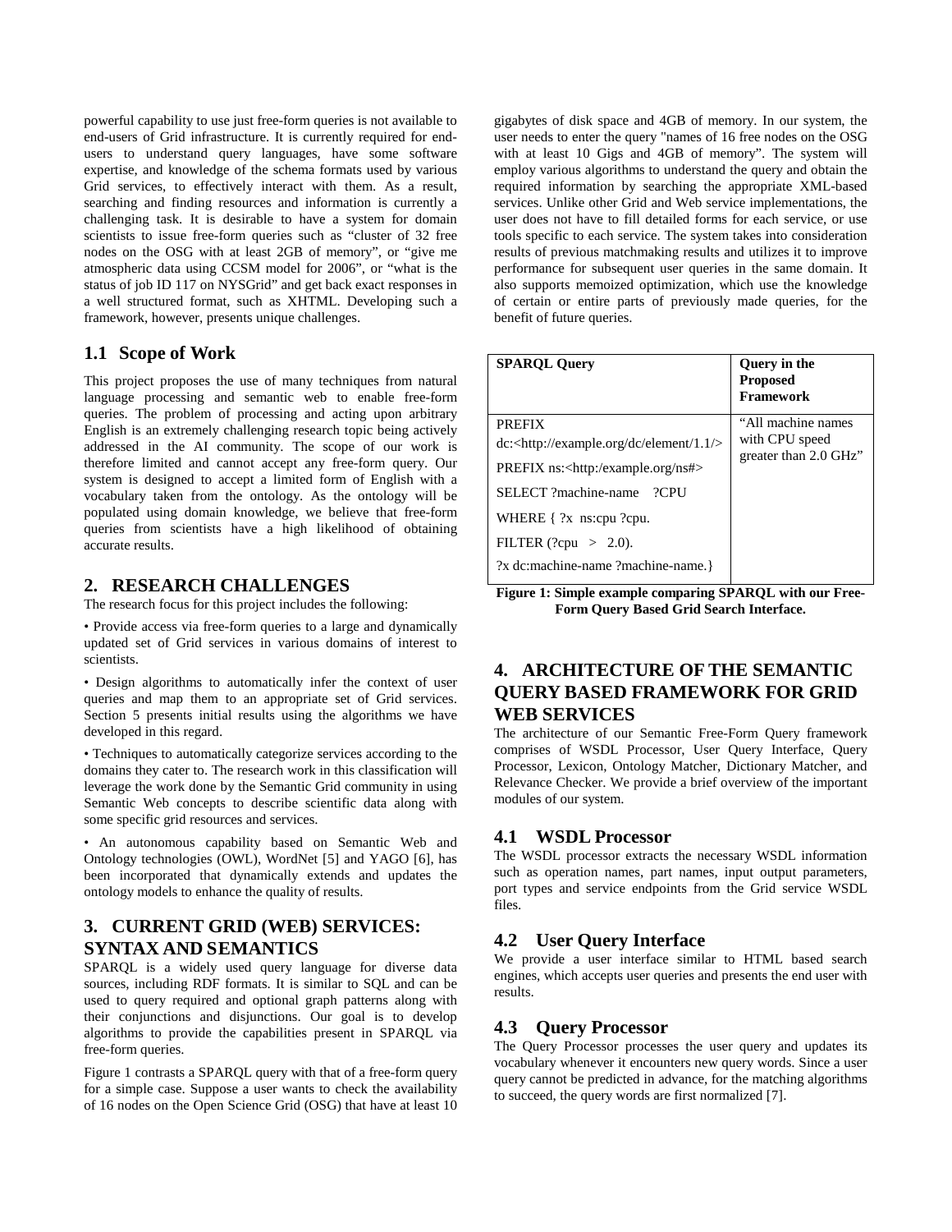powerful capability to use just free-form queries is not available to end-users of Grid infrastructure. It is currently required for end-users to understand query languages, have some software expertise, and knowledge of the schema formats used by various Grid services, to effectively interact with them. As a result, searching and finding resources and information is currently a challenging task. It is desirable to have a system for domain scientists to issue free-form queries such as "cluster of 32 free nodes on the OSG with at least 2GB of memory", or "give me atmospheric data using CCSM model for 2006", or "what is the status of job ID 117 on NYSGrid" and get back exact responses in a well structured format, such as XHTML. Developing such a framework, however, presents unique challenges.

## 1.1 Scope of Work

This project proposes the use of many techniques from natural language processing and semantic web to enable free-form queries. The problem of processing and acting upon arbitrary English is an extremely challenging research topic being actively addressed in the AI community. The scope of our work is therefore limited and cannot accept any free-form query. Our system is designed to accept a limited form of English with a vocabulary taken from the ontology. As the ontology will be populated using domain knowledge, we believe that free-form queries from scientists have a high likelihood of obtaining accurate results.

# 2. RESEARCH CHALLENGES

The research focus for this project includes the following:

- Provide access via free-form queries to a large and dynamically updated set of Grid services in various domains of interest to scientists.
- Design algorithms to automatically infer the context of user queries and map them to an appropriate set of Grid services. Section 5 presents initial results using the algorithms we have developed in this regard.
- Techniques to automatically categorize services according to the domains they cater to. The research work in this classification will leverage the work done by the Semantic Grid community in using Semantic Web concepts to describe scientific data along with some specific grid resources and services.
- An autonomous capability based on Semantic Web and Ontology technologies (OWL), WordNet [5] and YAGO [6], has been incorporated that dynamically extends and updates the ontology models to enhance the quality of results.

# 3. CURRENT GRID (WEB) SERVICES: SYNTAX AND SEMANTICS

SPARQL is a widely used query language for diverse data sources, including RDF formats. It is similar to SQL and can be used to query required and optional graph patterns along with their conjunctions and disjunctions. Our goal is to develop algorithms to provide the capabilities present in SPARQL via free-form queries.

Figure 1 contrasts a SPARQL query with that of a free-form query for a simple case. Suppose a user wants to check the availability of 16 nodes on the Open Science Grid (OSG) that have at least 10 gigabytes of disk space and 4GB of memory. In our system, the user needs to enter the query "names of 16 free nodes on the OSG with at least 10 Gigs and 4GB of memory". The system will employ various algorithms to understand the query and obtain the required information by searching the appropriate XML-based services. Unlike other Grid and Web service implementations, the user does not have to fill detailed forms for each service, or use tools specific to each service. The system takes into consideration results of previous matchmaking results and utilizes it to improve performance for subsequent user queries in the same domain. It also supports memoized optimization, which use the knowledge of certain or entire parts of previously made queries, for the benefit of future queries.

| **SPARQL Query** | **Query in the Proposed Framework** |
|---|---|
| PREFIX dc:<http://example.org/dc/element/1.1/><br>PREFIX ns:<http:/example.org/ns#><br>SELECT ?machine-name ?CPU<br>WHERE { ?x ns:cpu ?cpu.<br>FILTER (?cpu > 2.0).<br>?x dc:machine-name ?machine-name.} | "All machine names with CPU speed greater than 2.0 GHz" |

**Figure 1: Simple example comparing SPARQL with our Free-Form Query Based Grid Search Interface.**

# 4. ARCHITECTURE OF THE SEMANTIC QUERY BASED FRAMEWORK FOR GRID WEB SERVICES

The architecture of our Semantic Free-Form Query framework comprises of WSDL Processor, User Query Interface, Query Processor, Lexicon, Ontology Matcher, Dictionary Matcher, and Relevance Checker. We provide a brief overview of the important modules of our system.

## 4.1 WSDL Processor

The WSDL processor extracts the necessary WSDL information such as operation names, part names, input output parameters, port types and service endpoints from the Grid service WSDL files.

## 4.2 User Query Interface

We provide a user interface similar to HTML based search engines, which accepts user queries and presents the end user with results.

## 4.3 Query Processor

The Query Processor processes the user query and updates its vocabulary whenever it encounters new query words. Since a user query cannot be predicted in advance, for the matching algorithms to succeed, the query words are first normalized [7].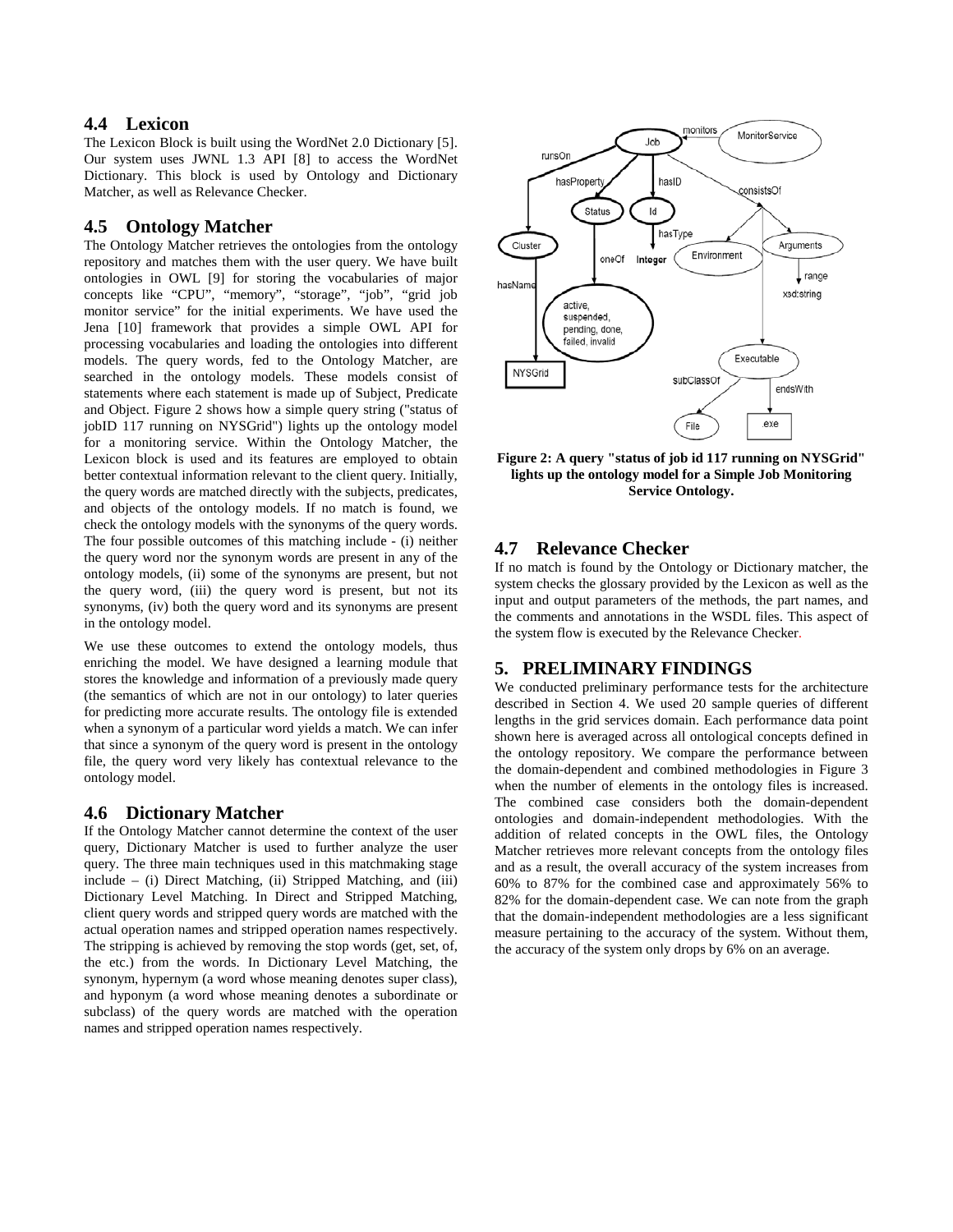### 4.4 Lexicon

The Lexicon Block is built using the WordNet 2.0 Dictionary [5]. Our system uses JWNL 1.3 API [8] to access the WordNet Dictionary. This block is used by Ontology and Dictionary Matcher, as well as Relevance Checker.

### 4.5 Ontology Matcher

The Ontology Matcher retrieves the ontologies from the ontology repository and matches them with the user query. We have built ontologies in OWL [9] for storing the vocabularies of major concepts like "CPU", "memory", "storage", "job", "grid job monitor service" for the initial experiments. We have used the Jena [10] framework that provides a simple OWL API for processing vocabularies and loading the ontologies into different models. The query words, fed to the Ontology Matcher, are searched in the ontology models. These models consist of statements where each statement is made up of Subject, Predicate and Object. Figure 2 shows how a simple query string ("status of jobID 117 running on NYSGrid") lights up the ontology model for a monitoring service. Within the Ontology Matcher, the Lexicon block is used and its features are employed to obtain better contextual information relevant to the client query. Initially, the query words are matched directly with the subjects, predicates, and objects of the ontology models. If no match is found, we check the ontology models with the synonyms of the query words. The four possible outcomes of this matching include - (i) neither the query word nor the synonym words are present in any of the ontology models, (ii) some of the synonyms are present, but not the query word, (iii) the query word is present, but not its synonyms, (iv) both the query word and its synonyms are present in the ontology model.

We use these outcomes to extend the ontology models, thus enriching the model. We have designed a learning module that stores the knowledge and information of a previously made query (the semantics of which are not in our ontology) to later queries for predicting more accurate results. The ontology file is extended when a synonym of a particular word yields a match. We can infer that since a synonym of the query word is present in the ontology file, the query word very likely has contextual relevance to the ontology model.

### 4.6 Dictionary Matcher

If the Ontology Matcher cannot determine the context of the user query, Dictionary Matcher is used to further analyze the user query. The three main techniques used in this matchmaking stage include – (i) Direct Matching, (ii) Stripped Matching, and (iii) Dictionary Level Matching. In Direct and Stripped Matching, client query words and stripped query words are matched with the actual operation names and stripped operation names respectively. The stripping is achieved by removing the stop words (get, set, of, the etc.) from the words. In Dictionary Level Matching, the synonym, hypernym (a word whose meaning denotes super class), and hyponym (a word whose meaning denotes a subordinate or subclass) of the query words are matched with the operation names and stripped operation names respectively.

**Figure 2: A query "status of job id 117 running on NYSGrid" lights up the ontology model for a Simple Job Monitoring Service Ontology.**

### 4.7 Relevance Checker

If no match is found by the Ontology or Dictionary matcher, the system checks the glossary provided by the Lexicon as well as the input and output parameters of the methods, the part names, and the comments and annotations in the WSDL files. This aspect of the system flow is executed by the Relevance Checker.

## 5. PRELIMINARY FINDINGS

We conducted preliminary performance tests for the architecture described in Section 4. We used 20 sample queries of different lengths in the grid services domain. Each performance data point shown here is averaged across all ontological concepts defined in the ontology repository. We compare the performance between the domain-dependent and combined methodologies in Figure 3 when the number of elements in the ontology files is increased. The combined case considers both the domain-dependent ontologies and domain-independent methodologies. With the addition of related concepts in the OWL files, the Ontology Matcher retrieves more relevant concepts from the ontology files and as a result, the overall accuracy of the system increases from 60% to 87% for the combined case and approximately 56% to 82% for the domain-dependent case. We can note from the graph that the domain-independent methodologies are a less significant measure pertaining to the accuracy of the system. Without them, the accuracy of the system only drops by 6% on an average.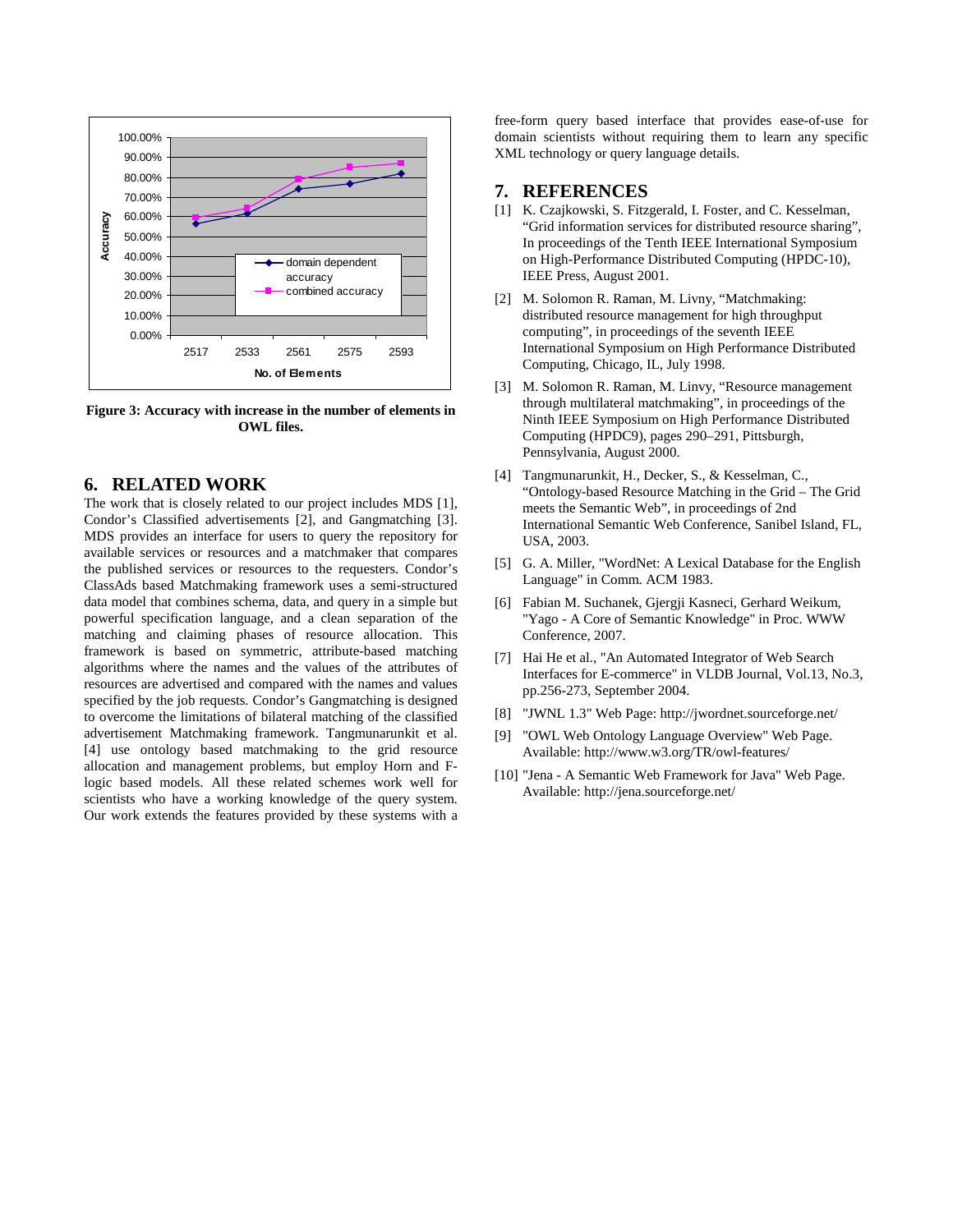100.00%
90.00%
80.00%
70.00%
60.00%
50.00%
40.00%
30.00%
20.00%
10.00%
0.00%

Accuracy

2517 2533 2561 2575 2593

No. of Elements

domain dependent accuracy
combined accuracy

**Figure 3: Accuracy with increase in the number of elements in OWL files.**

## 6. RELATED WORK

The work that is closely related to our project includes MDS [1], Condor's Classified advertisements [2], and Gangmatching [3]. MDS provides an interface for users to query the repository for available services or resources and a matchmaker that compares the published services or resources to the requesters. Condor's ClassAds based Matchmaking framework uses a semi-structured data model that combines schema, data, and query in a simple but powerful specification language, and a clean separation of the matching and claiming phases of resource allocation. This framework is based on symmetric, attribute-based matching algorithms where the names and the values of the attributes of resources are advertised and compared with the names and values specified by the job requests. Condor's Gangmatching is designed to overcome the limitations of bilateral matching of the classified advertisement Matchmaking framework. Tangmunarunkit et al. [4] use ontology based matchmaking to the grid resource allocation and management problems, but employ Horn and F-logic based models. All these related schemes work well for scientists who have a working knowledge of the query system. Our work extends the features provided by these systems with a free-form query based interface that provides ease-of-use for domain scientists without requiring them to learn any specific XML technology or query language details.

## 7. REFERENCES

[1] K. Czajkowski, S. Fitzgerald, I. Foster, and C. Kesselman, "Grid information services for distributed resource sharing", In proceedings of the Tenth IEEE International Symposium on High-Performance Distributed Computing (HPDC-10), IEEE Press, August 2001.

[2] M. Solomon R. Raman, M. Livny, "Matchmaking: distributed resource management for high throughput computing", in proceedings of the seventh IEEE International Symposium on High Performance Distributed Computing, Chicago, IL, July 1998.

[3] M. Solomon R. Raman, M. Linvy, "Resource management through multilateral matchmaking", in proceedings of the Ninth IEEE Symposium on High Performance Distributed Computing (HPDC9), pages 290–291, Pittsburgh, Pennsylvania, August 2000.

[4] Tangmunarunkit, H., Decker, S., & Kesselman, C., "Ontology-based Resource Matching in the Grid – The Grid meets the Semantic Web", in proceedings of 2nd International Semantic Web Conference, Sanibel Island, FL, USA, 2003.

[5] G. A. Miller, "WordNet: A Lexical Database for the English Language" in Comm. ACM 1983.

[6] Fabian M. Suchanek, Gjergji Kasneci, Gerhard Weikum, "Yago - A Core of Semantic Knowledge" in Proc. WWW Conference, 2007.

[7] Hai He et al., "An Automated Integrator of Web Search Interfaces for E-commerce" in VLDB Journal, Vol.13, No.3, pp.256-273, September 2004.

[8] "JWNL 1.3" Web Page: http://jwordnet.sourceforge.net/

[9] "OWL Web Ontology Language Overview" Web Page. Available: http://www.w3.org/TR/owl-features/

[10] "Jena - A Semantic Web Framework for Java" Web Page. Available: http://jena.sourceforge.net/